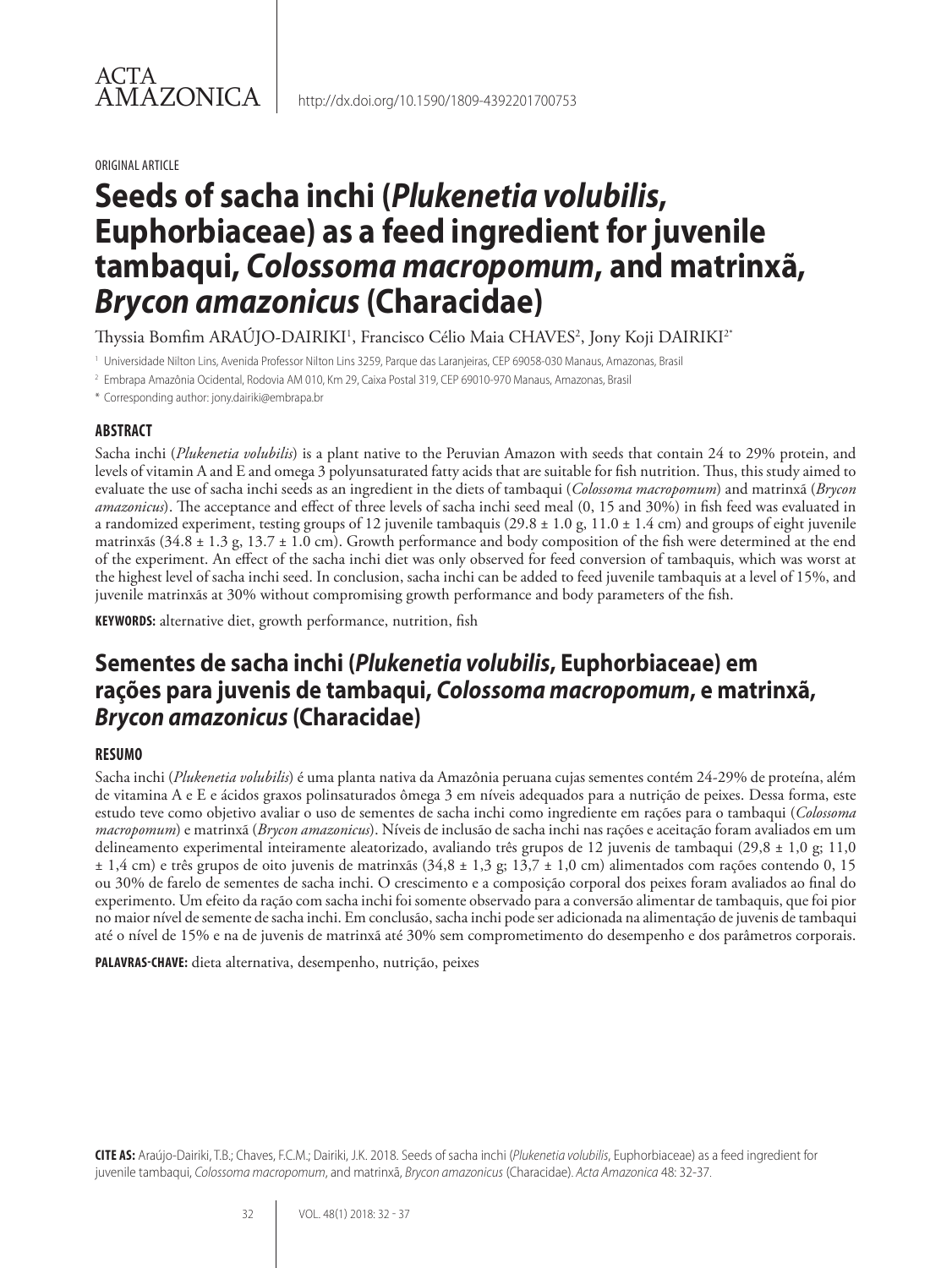ACTA AMAZONICA

http://dx.doi.org/10.1590/1809-4392201700753

ORIGINAL ARTICLE

# Seeds of sacha inchi (*Plukenetia volubilis*, Euphorbiaceae) as a feed ingredient for juvenile tambaqui, *Colossoma macropomum*, and matrinxã, *Brycon amazonicus* (Characidae)

Thyssia Bomfim ARAÚJO-DAIRIKI[1], Francisco Célio Maia CHAVES[2], Jony Koji DAIRIKI[2*]

[1] Universidade Nilton Lins, Avenida Professor Nilton Lins 3259, Parque das Laranjeiras, CEP 69058-030 Manaus, Amazonas, Brasil

[2] Embrapa Amazônia Ocidental, Rodovia AM 010, Km 29, Caixa Postal 319, CEP 69010-970 Manaus, Amazonas, Brasil

[*] Corresponding author: jony.dairiki@embrapa.br

## ABSTRACT

Sacha inchi (*Plukenetia volubilis*) is a plant native to the Peruvian Amazon with seeds that contain 24 to 29% protein, and levels of vitamin A and E and omega 3 polyunsaturated fatty acids that are suitable for fish nutrition. Thus, this study aimed to evaluate the use of sacha inchi seeds as an ingredient in the diets of tambaqui (*Colossoma macropomum*) and matrinxã (*Brycon amazonicus*). The acceptance and effect of three levels of sacha inchi seed meal (0, 15 and 30%) in fish feed was evaluated in a randomized experiment, testing groups of 12 juvenile tambaquis (29.8 ± 1.0 g, 11.0 ± 1.4 cm) and groups of eight juvenile matrinxãs (34.8 ± 1.3 g, 13.7 ± 1.0 cm). Growth performance and body composition of the fish were determined at the end of the experiment. An effect of the sacha inchi diet was only observed for feed conversion of tambaquis, which was worst at the highest level of sacha inchi seed. In conclusion, sacha inchi can be added to feed juvenile tambaquis at a level of 15%, and juvenile matrinxãs at 30% without compromising growth performance and body parameters of the fish.

**KEYWORDS:** alternative diet, growth performance, nutrition, fish

# Sementes de sacha inchi (*Plukenetia volubilis*, Euphorbiaceae) em rações para juvenis de tambaqui, *Colossoma macropomum*, e matrinxã, *Brycon amazonicus* (Characidae)

## RESUMO

Sacha inchi (*Plukenetia volubilis*) é uma planta nativa da Amazônia peruana cujas sementes contém 24-29% de proteína, além de vitamina A e E e ácidos graxos polinsaturados ômega 3 em níveis adequados para a nutrição de peixes. Dessa forma, este estudo teve como objetivo avaliar o uso de sementes de sacha inchi como ingrediente em rações para o tambaqui (*Colossoma macropomum*) e matrinxã (*Brycon amazonicus*). Níveis de inclusão de sacha inchi nas rações e aceitação foram avaliados em um delineamento experimental inteiramente aleatorizado, avaliando três grupos de 12 juvenis de tambaqui (29,8 ± 1,0 g; 11,0 ± 1,4 cm) e três grupos de oito juvenis de matrinxãs (34,8 ± 1,3 g; 13,7 ± 1,0 cm) alimentados com rações contendo 0, 15 ou 30% de farelo de sementes de sacha inchi. O crescimento e a composição corporal dos peixes foram avaliados ao final do experimento. Um efeito da ração com sacha inchi foi somente observado para a conversão alimentar de tambaquis, que foi pior no maior nível de semente de sacha inchi. Em conclusão, sacha inchi pode ser adicionada na alimentação de juvenis de tambaqui até o nível de 15% e na de juvenis de matrinxã até 30% sem comprometimento do desempenho e dos parâmetros corporais.

**PALAVRAS-CHAVE:** dieta alternativa, desempenho, nutrição, peixes

**CITE AS:** Araújo-Dairiki, T.B.; Chaves, F.C.M.; Dairiki, J.K. 2018. Seeds of sacha inchi (*Plukenetia volubilis*, Euphorbiaceae) as a feed ingredient for juvenile tambaqui, *Colossoma macropomum*, and matrinxã, *Brycon amazonicus* (Characidae). *Acta Amazonica* 48: 32-37.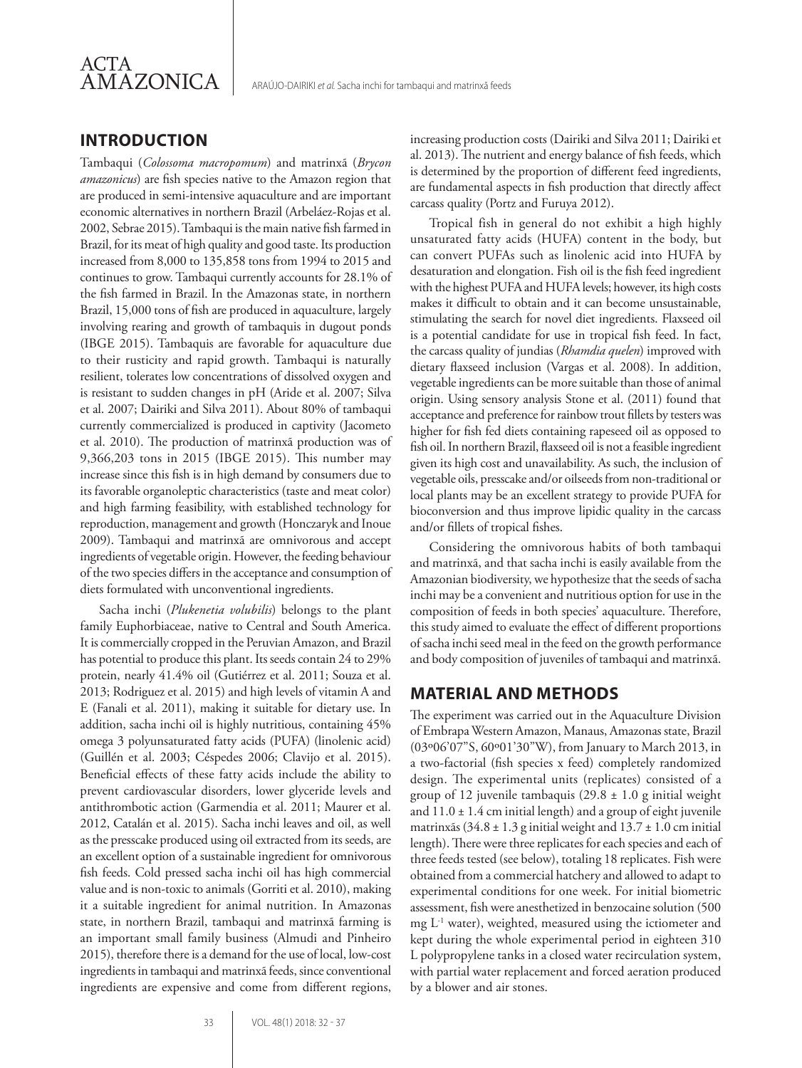## INTRODUCTION

Tambaqui (*Colossoma macropomum*) and matrinxã (*Brycon amazonicus*) are fish species native to the Amazon region that are produced in semi-intensive aquaculture and are important economic alternatives in northern Brazil (Arbeláez-Rojas et al. 2002, Sebrae 2015). Tambaqui is the main native fish farmed in Brazil, for its meat of high quality and good taste. Its production increased from 8,000 to 135,858 tons from 1994 to 2015 and continues to grow. Tambaqui currently accounts for 28.1% of the fish farmed in Brazil. In the Amazonas state, in northern Brazil, 15,000 tons of fish are produced in aquaculture, largely involving rearing and growth of tambaquis in dugout ponds (IBGE 2015). Tambaquis are favorable for aquaculture due to their rusticity and rapid growth. Tambaqui is naturally resilient, tolerates low concentrations of dissolved oxygen and is resistant to sudden changes in pH (Aride et al. 2007; Silva et al. 2007; Dairiki and Silva 2011). About 80% of tambaqui currently commercialized is produced in captivity (Jacometo et al. 2010). The production of matrinxã production was of 9,366,203 tons in 2015 (IBGE 2015). This number may increase since this fish is in high demand by consumers due to its favorable organoleptic characteristics (taste and meat color) and high farming feasibility, with established technology for reproduction, management and growth (Honczaryk and Inoue 2009). Tambaqui and matrinxã are omnivorous and accept ingredients of vegetable origin. However, the feeding behaviour of the two species differs in the acceptance and consumption of diets formulated with unconventional ingredients.

Sacha inchi (*Plukenetia volubilis*) belongs to the plant family Euphorbiaceae, native to Central and South America. It is commercially cropped in the Peruvian Amazon, and Brazil has potential to produce this plant. Its seeds contain 24 to 29% protein, nearly 41.4% oil (Gutiérrez et al. 2011; Souza et al. 2013; Rodriguez et al. 2015) and high levels of vitamin A and E (Fanali et al. 2011), making it suitable for dietary use. In addition, sacha inchi oil is highly nutritious, containing 45% omega 3 polyunsaturated fatty acids (PUFA) (linolenic acid) (Guillén et al. 2003; Céspedes 2006; Clavijo et al. 2015). Beneficial effects of these fatty acids include the ability to prevent cardiovascular disorders, lower glyceride levels and antithrombotic action (Garmendia et al. 2011; Maurer et al. 2012, Catalán et al. 2015). Sacha inchi leaves and oil, as well as the presscake produced using oil extracted from its seeds, are an excellent option of a sustainable ingredient for omnivorous fish feeds. Cold pressed sacha inchi oil has high commercial value and is non-toxic to animals (Gorriti et al. 2010), making it a suitable ingredient for animal nutrition. In Amazonas state, in northern Brazil, tambaqui and matrinxã farming is an important small family business (Almudi and Pinheiro 2015), therefore there is a demand for the use of local, low-cost ingredients in tambaqui and matrinxã feeds, since conventional ingredients are expensive and come from different regions, increasing production costs (Dairiki and Silva 2011; Dairiki et al. 2013). The nutrient and energy balance of fish feeds, which is determined by the proportion of different feed ingredients, are fundamental aspects in fish production that directly affect carcass quality (Portz and Furuya 2012).

Tropical fish in general do not exhibit a high highly unsaturated fatty acids (HUFA) content in the body, but can convert PUFAs such as linolenic acid into HUFA by desaturation and elongation. Fish oil is the fish feed ingredient with the highest PUFA and HUFA levels; however, its high costs makes it difficult to obtain and it can become unsustainable, stimulating the search for novel diet ingredients. Flaxseed oil is a potential candidate for use in tropical fish feed. In fact, the carcass quality of jundias (*Rhamdia quelen*) improved with dietary flaxseed inclusion (Vargas et al. 2008). In addition, vegetable ingredients can be more suitable than those of animal origin. Using sensory analysis Stone et al. (2011) found that acceptance and preference for rainbow trout fillets by testers was higher for fish fed diets containing rapeseed oil as opposed to fish oil. In northern Brazil, flaxseed oil is not a feasible ingredient given its high cost and unavailability. As such, the inclusion of vegetable oils, presscake and/or oilseeds from non-traditional or local plants may be an excellent strategy to provide PUFA for bioconversion and thus improve lipidic quality in the carcass and/or fillets of tropical fishes.

Considering the omnivorous habits of both tambaqui and matrinxã, and that sacha inchi is easily available from the Amazonian biodiversity, we hypothesize that the seeds of sacha inchi may be a convenient and nutritious option for use in the composition of feeds in both species' aquaculture. Therefore, this study aimed to evaluate the effect of different proportions of sacha inchi seed meal in the feed on the growth performance and body composition of juveniles of tambaqui and matrinxã.

## MATERIAL AND METHODS

The experiment was carried out in the Aquaculture Division of Embrapa Western Amazon, Manaus, Amazonas state, Brazil (03º06'07"S, 60º01'30"W), from January to March 2013, in a two-factorial (fish species x feed) completely randomized design. The experimental units (replicates) consisted of a group of 12 juvenile tambaquis (29.8 ± 1.0 g initial weight and 11.0 ± 1.4 cm initial length) and a group of eight juvenile matrinxãs (34.8 ± 1.3 g initial weight and 13.7 ± 1.0 cm initial length). There were three replicates for each species and each of three feeds tested (see below), totaling 18 replicates. Fish were obtained from a commercial hatchery and allowed to adapt to experimental conditions for one week. For initial biometric assessment, fish were anesthetized in benzocaine solution (500 mg $L^{-1}$ water), weighted, measured using the ictiometer and kept during the whole experimental period in eighteen 310 L polypropylene tanks in a closed water recirculation system, with partial water replacement and forced aeration produced by a blower and air stones.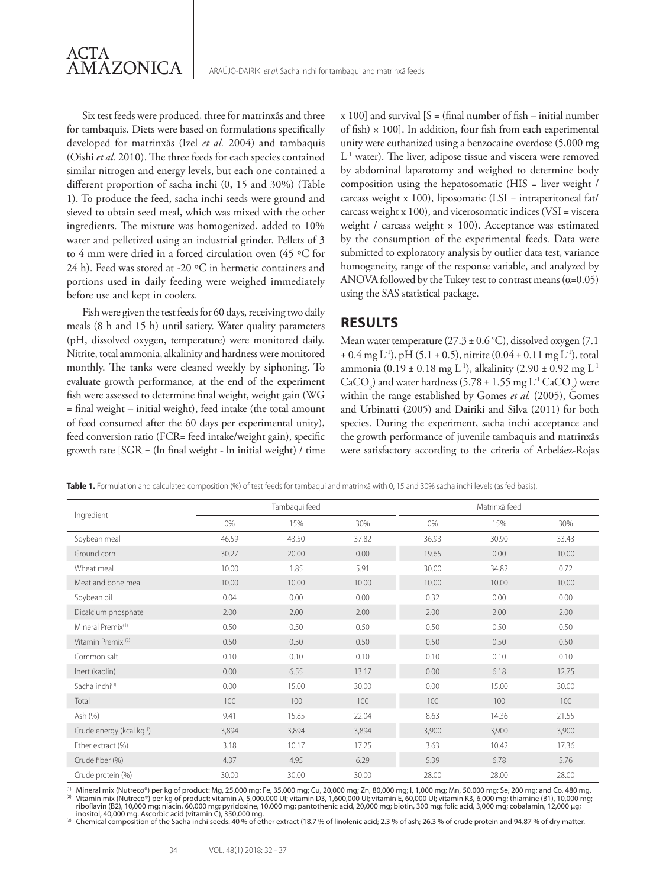Six test feeds were produced, three for matrinxãs and three for tambaquis. Diets were based on formulations specifically developed for matrinxãs (Izel *et al.* 2004) and tambaquis (Oishi *et al.* 2010). The three feeds for each species contained similar nitrogen and energy levels, but each one contained a different proportion of sacha inchi (0, 15 and 30%) (Table 1). To produce the feed, sacha inchi seeds were ground and sieved to obtain seed meal, which was mixed with the other ingredients. The mixture was homogenized, added to 10% water and pelletized using an industrial grinder. Pellets of 3 to 4 mm were dried in a forced circulation oven (45 ºC for 24 h). Feed was stored at -20 ºC in hermetic containers and portions used in daily feeding were weighed immediately before use and kept in coolers.

Fish were given the test feeds for 60 days, receiving two daily meals (8 h and 15 h) until satiety. Water quality parameters (pH, dissolved oxygen, temperature) were monitored daily. Nitrite, total ammonia, alkalinity and hardness were monitored monthly. The tanks were cleaned weekly by siphoning. To evaluate growth performance, at the end of the experiment fish were assessed to determine final weight, weight gain (WG = final weight – initial weight), feed intake (the total amount of feed consumed after the 60 days per experimental unity), feed conversion ratio (FCR= feed intake/weight gain), specific growth rate [SGR = (ln final weight - ln initial weight) / time x 100] and survival [S = (final number of fish – initial number of fish) × 100]. In addition, four fish from each experimental unity were euthanized using a benzocaine overdose (5,000 mg $L^{-1}$ water). The liver, adipose tissue and viscera were removed by abdominal laparotomy and weighed to determine body composition using the hepatosomatic (HIS = liver weight / carcass weight x 100), liposomatic (LSI = intraperitoneal fat/ carcass weight x 100), and vicerosomatic indices (VSI = viscera weight / carcass weight × 100). Acceptance was estimated by the consumption of the experimental feeds. Data were submitted to exploratory analysis by outlier data test, variance homogeneity, range of the response variable, and analyzed by ANOVA followed by the Tukey test to contrast means ($\alpha$=0.05) using the SAS statistical package.

## RESULTS

Mean water temperature (27.3 ± 0.6 °C), dissolved oxygen (7.1 ± 0.4 mg $L^{-1}$), pH (5.1 ± 0.5), nitrite (0.04 ± 0.11 mg $L^{-1}$), total ammonia (0.19 ± 0.18 mg $L^{-1}$), alkalinity (2.90 ± 0.92 mg $L^{-1}$ $CaCO_3$) and water hardness (5.78 ± 1.55 mg $L^{-1}$ $CaCO_3$) were within the range established by Gomes *et al.* (2005), Gomes and Urbinatti (2005) and Dairiki and Silva (2011) for both species. During the experiment, sacha inchi acceptance and the growth performance of juvenile tambaquis and matrinxãs were satisfactory according to the criteria of Arbeláez-Rojas

**Table 1.** Formulation and calculated composition (%) of test feeds for tambaqui and matrinxã with 0, 15 and 30% sacha inchi levels (as fed basis).

| Ingredient | Tambaqui feed | | | Matrinxã feed | | |
|---|---|---|---|---|---|---|
| | 0% | 15% | 30% | 0% | 15% | 30% |
| Soybean meal | 46.59 | 43.50 | 37.82 | 36.93 | 30.90 | 33.43 |
| Ground corn | 30.27 | 20.00 | 0.00 | 19.65 | 0.00 | 10.00 |
| Wheat meal | 10.00 | 1.85 | 5.91 | 30.00 | 34.82 | 0.72 |
| Meat and bone meal | 10.00 | 10.00 | 10.00 | 10.00 | 10.00 | 10.00 |
| Soybean oil | 0.04 | 0.00 | 0.00 | 0.32 | 0.00 | 0.00 |
| Dicalcium phosphate | 2.00 | 2.00 | 2.00 | 2.00 | 2.00 | 2.00 |
| Mineral Premix[1] | 0.50 | 0.50 | 0.50 | 0.50 | 0.50 | 0.50 |
| Vitamin Premix [2] | 0.50 | 0.50 | 0.50 | 0.50 | 0.50 | 0.50 |
| Common salt | 0.10 | 0.10 | 0.10 | 0.10 | 0.10 | 0.10 |
| Inert (kaolin) | 0.00 | 6.55 | 13.17 | 0.00 | 6.18 | 12.75 |
| Sacha inchi[3] | 0.00 | 15.00 | 30.00 | 0.00 | 15.00 | 30.00 |
| Total | 100 | 100 | 100 | 100 | 100 | 100 |
| Ash (%) | 9.41 | 15.85 | 22.04 | 8.63 | 14.36 | 21.55 |
| Crude energy (kcal $kg^{-1}$) | 3,894 | 3,894 | 3,894 | 3,900 | 3,900 | 3,900 |
| Ether extract (%) | 3.18 | 10.17 | 17.25 | 3.63 | 10.42 | 17.36 |
| Crude fiber (%) | 4.37 | 4.95 | 6.29 | 5.39 | 6.78 | 5.76 |
| Crude protein (%) | 30.00 | 30.00 | 30.00 | 28.00 | 28.00 | 28.00 |

[1] Mineral mix (Nutreco®) per kg of product: Mg, 25,000 mg; Fe, 35,000 mg; Cu, 20,000 mg; Zn, 80,000 mg; I, 1,000 mg; Mn, 50,000 mg; Se, 200 mg; and Co, 480 mg.
[2] Vitamin mix (Nutreco®) per kg of product: vitamin A, 5,000.000 UI; vitamin D3, 1,600,000 UI; vitamin E, 60,000 UI; vitamin K3, 6,000 mg; thiamine (B1), 10,000 mg; riboflavin (B2), 10,000 mg; niacin, 60,000 mg; pyridoxine, 10,000 mg; pantothenic acid, 20,000 mg; biotin, 300 mg; folic acid, 3,000 mg; cobalamin, 12,000 µg; inositol, 40,000 mg. Ascorbic acid (vitamin C), 350,000 mg.
[3] Chemical composition of the Sacha inchi seeds: 40 % of ether extract (18.7 % of linolenic acid; 2.3 % of ash; 26.3 % of crude protein and 94.87 % of dry matter.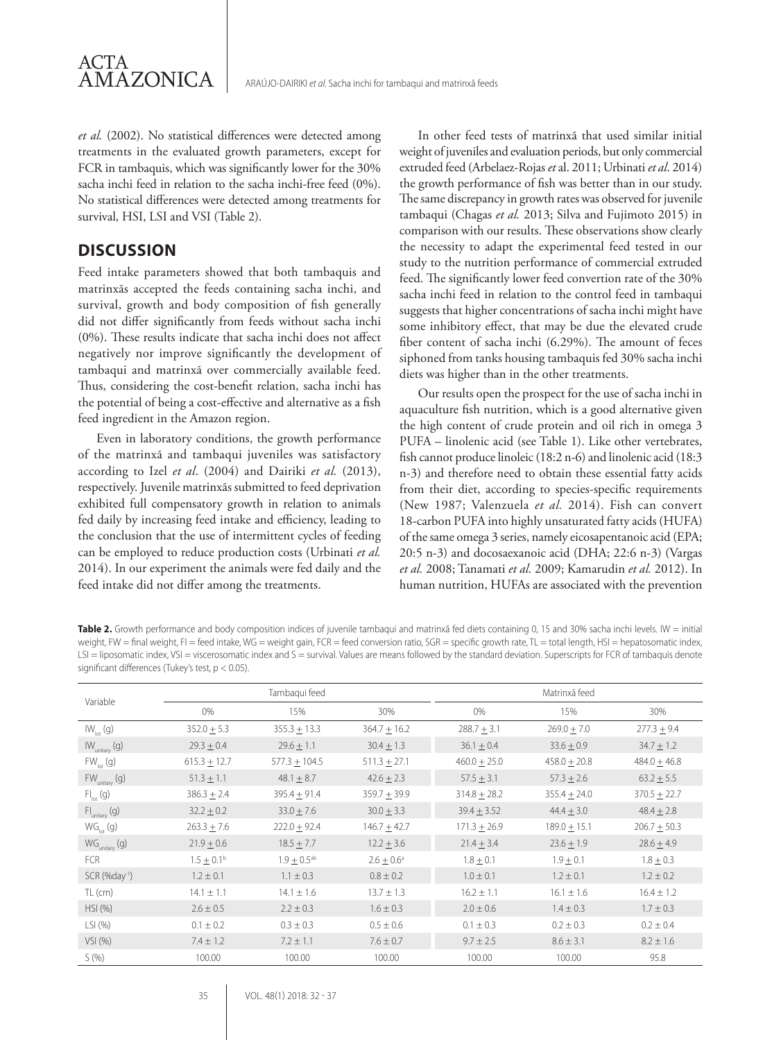*et al.* (2002). No statistical differences were detected among treatments in the evaluated growth parameters, except for FCR in tambaquis, which was significantly lower for the 30% sacha inchi feed in relation to the sacha inchi-free feed (0%). No statistical differences were detected among treatments for survival, HSI, LSI and VSI (Table 2).

## DISCUSSION

Feed intake parameters showed that both tambaquis and matrinxãs accepted the feeds containing sacha inchi, and survival, growth and body composition of fish generally did not differ significantly from feeds without sacha inchi (0%). These results indicate that sacha inchi does not affect negatively nor improve significantly the development of tambaqui and matrinxã over commercially available feed. Thus, considering the cost-benefit relation, sacha inchi has the potential of being a cost-effective and alternative as a fish feed ingredient in the Amazon region.

Even in laboratory conditions, the growth performance of the matrinxã and tambaqui juveniles was satisfactory according to Izel *et al*. (2004) and Dairiki *et al.* (2013), respectively. Juvenile matrinxãs submitted to feed deprivation exhibited full compensatory growth in relation to animals fed daily by increasing feed intake and efficiency, leading to the conclusion that the use of intermittent cycles of feeding can be employed to reduce production costs (Urbinati *et al.* 2014). In our experiment the animals were fed daily and the feed intake did not differ among the treatments.

In other feed tests of matrinxã that used similar initial weight of juveniles and evaluation periods, but only commercial extruded feed (Arbelaez-Rojas *et* al. 2011; Urbinati *et al*. 2014) the growth performance of fish was better than in our study. The same discrepancy in growth rates was observed for juvenile tambaqui (Chagas *et al.* 2013; Silva and Fujimoto 2015) in comparison with our results. These observations show clearly the necessity to adapt the experimental feed tested in our study to the nutrition performance of commercial extruded feed. The significantly lower feed convertion rate of the 30% sacha inchi feed in relation to the control feed in tambaqui suggests that higher concentrations of sacha inchi might have some inhibitory effect, that may be due the elevated crude fiber content of sacha inchi (6.29%). The amount of feces siphoned from tanks housing tambaquis fed 30% sacha inchi diets was higher than in the other treatments.

Our results open the prospect for the use of sacha inchi in aquaculture fish nutrition, which is a good alternative given the high content of crude protein and oil rich in omega 3 PUFA – linolenic acid (see Table 1). Like other vertebrates, fish cannot produce linoleic (18:2 n-6) and linolenic acid (18:3 n-3) and therefore need to obtain these essential fatty acids from their diet, according to species-specific requirements (New 1987; Valenzuela *et al.* 2014). Fish can convert 18-carbon PUFA into highly unsaturated fatty acids (HUFA) of the same omega 3 series, namely eicosapentanoic acid (EPA; 20:5 n-3) and docosaexanoic acid (DHA; 22:6 n-3) (Vargas *et al.* 2008; Tanamati *et al.* 2009; Kamarudin *et al.* 2012). In human nutrition, HUFAs are associated with the prevention

**Table 2.** Growth performance and body composition indices of juvenile tambaqui and matrinxã fed diets containing 0, 15 and 30% sacha inchi levels. IW = initial weight, FW = final weight, FI = feed intake, WG = weight gain, FCR = feed conversion ratio, SGR = specific growth rate, TL = total length, HSI = hepatosomatic index, LSI = liposomatic index, VSI = viscerosomatic index and S = survival. Values are means followed by the standard deviation. Superscripts for FCR of tambaquis denote significant differences (Tukey's test, $p < 0.05$).

| Variable | Tambaqui feed | | | Matrinxã feed | | |
|---|---|---|---|---|---|---|
| | 0% | 15% | 30% | 0% | 15% | 30% |
| $IW_{lot}$ (g) | 352.0 ± 5.3 | 355.3 ± 13.3 | 364.7 ± 16.2 | 288.7 ± 3.1 | 269.0 ± 7.0 | 277.3 ± 9.4 |
| $IW_{unitary}$ (g) | 29.3 ± 0.4 | 29.6 ± 1.1 | 30.4 ± 1.3 | 36.1 ± 0.4 | 33.6 ± 0.9 | 34.7 ± 1.2 |
| $FW_{lot}$ (g) | 615.3 ± 12.7 | 577.3 ± 104.5 | 511.3 ± 27.1 | 460.0 ± 25.0 | 458.0 ± 20.8 | 484.0 ± 46.8 |
| $FW_{unitary}$ (g) | 51.3 ± 1.1 | 48.1 ± 8.7 | 42.6 ± 2.3 | 57.5 ± 3.1 | 57.3 ± 2.6 | 63.2 ± 5.5 |
| $FI_{lot}$ (g) | 386.3 ± 2.4 | 395.4 ± 91.4 | 359.7 ± 39.9 | 314.8 ± 28.2 | 355.4 ± 24.0 | 370.5 ± 22.7 |
| $FI_{unitary}$ (g) | 32.2 ± 0.2 | 33.0 ± 7.6 | 30.0 ± 3.3 | 39.4 ± 3.52 | 44.4 ± 3.0 | 48.4 ± 2.8 |
| $WG_{lot}$ (g) | 263.3 ± 7.6 | 222.0 ± 92.4 | 146.7 ± 42.7 | 171.3 ± 26.9 | 189.0 ± 15.1 | 206.7 ± 50.3 |
| $WG_{unitary}$ (g) | 21.9 ± 0.6 | 18.5 ± 7.7 | 12.2 ± 3.6 | 21.4 ± 3.4 | 23.6 ± 1.9 | 28.6 ± 4.9 |
| FCR | 1.5 ± 0.1$^{b}$ | 1.9 ± 0.5$^{ab}$ | 2.6 ± 0.6$^{a}$ | 1.8 ± 0.1 | 1.9 ± 0.1 | 1.8 ± 0.3 |
| SCR (%day$^{-1}$) | 1.2 ± 0.1 | 1.1 ± 0.3 | 0.8 ± 0.2 | 1.0 ± 0.1 | 1.2 ± 0.1 | 1.2 ± 0.2 |
| TL (cm) | 14.1 ± 1.1 | 14.1 ± 1.6 | 13.7 ± 1.3 | 16.2 ± 1.1 | 16.1 ± 1.6 | 16.4 ± 1.2 |
| HSI (%) | 2.6 ± 0.5 | 2.2 ± 0.3 | 1.6 ± 0.3 | 2.0 ± 0.6 | 1.4 ± 0.3 | 1.7 ± 0.3 |
| LSI (%) | 0.1 ± 0.2 | 0.3 ± 0.3 | 0.5 ± 0.6 | 0.1 ± 0.3 | 0.2 ± 0.3 | 0.2 ± 0.4 |
| VSI (%) | 7.4 ± 1.2 | 7.2 ± 1.1 | 7.6 ± 0.7 | 9.7 ± 2.5 | 8.6 ± 3.1 | 8.2 ± 1.6 |
| S (%) | 100.00 | 100.00 | 100.00 | 100.00 | 100.00 | 95.8 |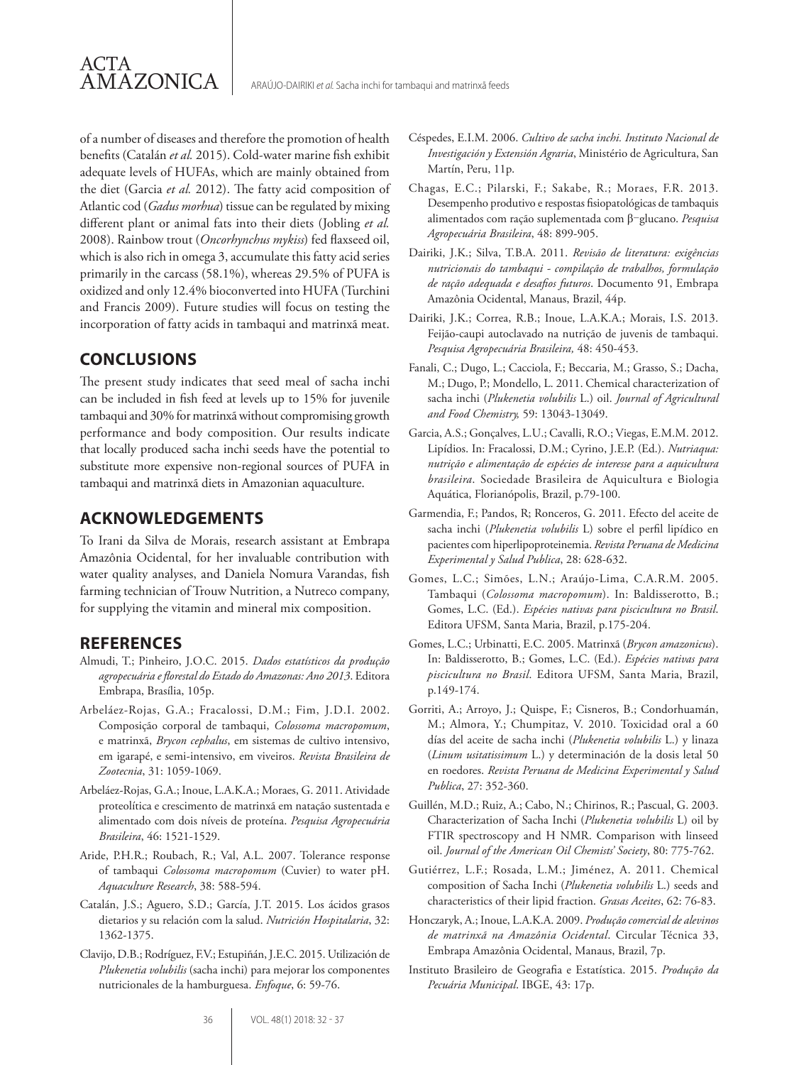of a number of diseases and therefore the promotion of health benefits (Catalán *et al.* 2015). Cold-water marine fish exhibit adequate levels of HUFAs, which are mainly obtained from the diet (Garcia *et al.* 2012). The fatty acid composition of Atlantic cod (*Gadus morhua*) tissue can be regulated by mixing different plant or animal fats into their diets (Jobling *et al.* 2008). Rainbow trout (*Oncorhynchus mykiss*) fed flaxseed oil, which is also rich in omega 3, accumulate this fatty acid series primarily in the carcass (58.1%), whereas 29.5% of PUFA is oxidized and only 12.4% bioconverted into HUFA (Turchini and Francis 2009). Future studies will focus on testing the incorporation of fatty acids in tambaqui and matrinxã meat.

## CONCLUSIONS

The present study indicates that seed meal of sacha inchi can be included in fish feed at levels up to 15% for juvenile tambaqui and 30% for matrinxã without compromising growth performance and body composition. Our results indicate that locally produced sacha inchi seeds have the potential to substitute more expensive non-regional sources of PUFA in tambaqui and matrinxã diets in Amazonian aquaculture.

## ACKNOWLEDGEMENTS

To Irani da Silva de Morais, research assistant at Embrapa Amazônia Ocidental, for her invaluable contribution with water quality analyses, and Daniela Nomura Varandas, fish farming technician of Trouw Nutrition, a Nutreco company, for supplying the vitamin and mineral mix composition.

## REFERENCES

Almudi, T.; Pinheiro, J.O.C. 2015. *Dados estatísticos da produção agropecuária e florestal do Estado do Amazonas: Ano 2013*. Editora Embrapa, Brasília, 105p.

Arbeláez-Rojas, G.A.; Fracalossi, D.M.; Fim, J.D.I. 2002. Composição corporal de tambaqui, *Colossoma macropomum*, e matrinxã, *Brycon cephalus*, em sistemas de cultivo intensivo, em igarapé, e semi-intensivo, em viveiros. *Revista Brasileira de Zootecnia*, 31: 1059-1069.

Arbeláez-Rojas, G.A.; Inoue, L.A.K.A.; Moraes, G. 2011. Atividade proteolítica e crescimento de matrinxã em natação sustentada e alimentado com dois níveis de proteína. *Pesquisa Agropecuária Brasileira*, 46: 1521-1529.

Aride, P.H.R.; Roubach, R.; Val, A.L. 2007. Tolerance response of tambaqui *Colossoma macropomum* (Cuvier) to water pH. *Aquaculture Research*, 38: 588-594.

Catalán, J.S.; Aguero, S.D.; García, J.T. 2015. Los ácidos grasos dietarios y su relación com la salud. *Nutrición Hospitalaria*, 32: 1362-1375.

Clavijo, D.B.; Rodríguez, F.V.; Estupiñán, J.E.C. 2015. Utilización de *Plukenetia volubilis* (sacha inchi) para mejorar los componentes nutricionales de la hamburguesa. *Enfoque*, 6: 59-76.

Céspedes, E.I.M. 2006. *Cultivo de sacha inchi. Instituto Nacional de Investigación y Extensión Agraria*, Ministério de Agricultura, San Martín, Peru, 11p.

Chagas, E.C.; Pilarski, F.; Sakabe, R.; Moraes, F.R. 2013. Desempenho produtivo e respostas fisiopatológicas de tambaquis alimentados com ração suplementada com β-glucano. *Pesquisa Agropecuária Brasileira*, 48: 899-905.

Dairiki, J.K.; Silva, T.B.A. 2011. *Revisão de literatura: exigências nutricionais do tambaqui - compilação de trabalhos, formulação de ração adequada e desafios futuros*. Documento 91, Embrapa Amazônia Ocidental, Manaus, Brazil, 44p.

Dairiki, J.K.; Correa, R.B.; Inoue, L.A.K.A.; Morais, I.S. 2013. Feijão-caupi autoclavado na nutrição de juvenis de tambaqui. *Pesquisa Agropecuária Brasileira,* 48: 450-453.

Fanali, C.; Dugo, L.; Cacciola, F.; Beccaria, M.; Grasso, S.; Dacha, M.; Dugo, P.; Mondello, L. 2011. Chemical characterization of sacha inchi (*Plukenetia volubilis* L.) oil. *Journal of Agricultural and Food Chemistry,* 59: 13043-13049.

Garcia, A.S.; Gonçalves, L.U.; Cavalli, R.O.; Viegas, E.M.M. 2012. Lipídios. In: Fracalossi, D.M.; Cyrino, J.E.P. (Ed.). *Nutriaqua: nutrição e alimentação de espécies de interesse para a aquicultura brasileira*. Sociedade Brasileira de Aquicultura e Biologia Aquática, Florianópolis, Brazil, p.79-100.

Garmendia, F.; Pandos, R; Ronceros, G. 2011. Efecto del aceite de sacha inchi (*Plukenetia volubilis* L) sobre el perfil lipídico en pacientes com hiperlipoproteinemia. *Revista Peruana de Medicina Experimental y Salud Publica*, 28: 628-632.

Gomes, L.C.; Simões, L.N.; Araújo-Lima, C.A.R.M. 2005. Tambaqui (*Colossoma macropomum*). In: Baldisserotto, B.; Gomes, L.C. (Ed.). *Espécies nativas para piscicultura no Brasil*. Editora UFSM, Santa Maria, Brazil, p.175-204.

Gomes, L.C.; Urbinatti, E.C. 2005. Matrinxã (*Brycon amazonicus*). In: Baldisserotto, B.; Gomes, L.C. (Ed.). *Espécies nativas para piscicultura no Brasil*. Editora UFSM, Santa Maria, Brazil, p.149-174.

Gorriti, A.; Arroyo, J.; Quispe, F.; Cisneros, B.; Condorhuamán, M.; Almora, Y.; Chumpitaz, V. 2010. Toxicidad oral a 60 días del aceite de sacha inchi (*Plukenetia volubilis* L.) y linaza (*Linum usitatissimum* L.) y determinación de la dosis letal 50 en roedores. *Revista Peruana de Medicina Experimental y Salud Publica*, 27: 352-360.

Guillén, M.D.; Ruiz, A.; Cabo, N.; Chirinos, R.; Pascual, G. 2003. Characterization of Sacha Inchi (*Plukenetia volubilis* L) oil by FTIR spectroscopy and H NMR. Comparison with linseed oil. *Journal of the American Oil Chemists' Society*, 80: 775-762.

Gutiérrez, L.F.; Rosada, L.M.; Jiménez, A. 2011. Chemical composition of Sacha Inchi (*Plukenetia volubilis* L.) seeds and characteristics of their lipid fraction. *Grasas Aceites*, 62: 76-83.

Honczaryk, A.; Inoue, L.A.K.A. 2009. *Produção comercial de alevinos de matrinxã na Amazônia Ocidental*. Circular Técnica 33, Embrapa Amazônia Ocidental, Manaus, Brazil, 7p.

Instituto Brasileiro de Geografia e Estatística. 2015. *Produção da Pecuária Municipal*. IBGE, 43: 17p.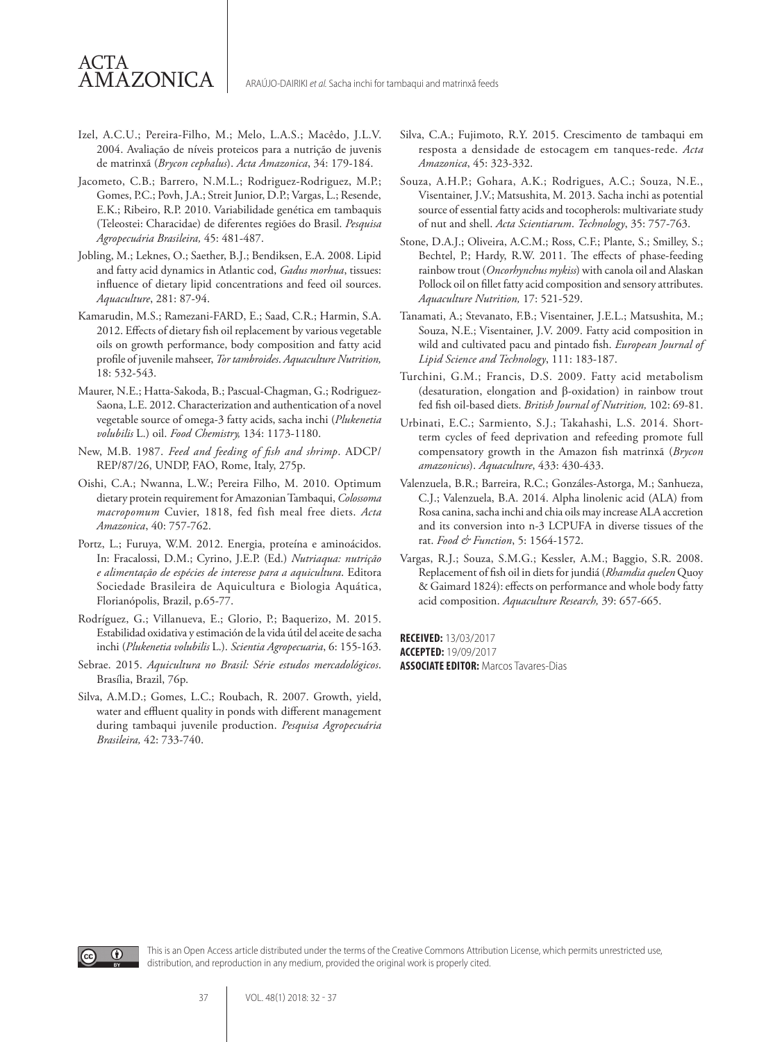Izel, A.C.U.; Pereira-Filho, M.; Melo, L.A.S.; Macêdo, J.L.V. 2004. Avaliação de níveis proteicos para a nutrição de juvenis de matrinxã (*Brycon cephalus*). *Acta Amazonica*, 34: 179-184.

Jacometo, C.B.; Barrero, N.M.L.; Rodriguez-Rodriguez, M.P.; Gomes, P.C.; Povh, J.A.; Streit Junior, D.P.; Vargas, L.; Resende, E.K.; Ribeiro, R.P. 2010. Variabilidade genética em tambaquis (Teleostei: Characidae) de diferentes regiões do Brasil. *Pesquisa Agropecuária Brasileira,* 45: 481-487.

Jobling, M.; Leknes, O.; Saether, B.J.; Bendiksen, E.A. 2008. Lipid and fatty acid dynamics in Atlantic cod, *Gadus morhua*, tissues: influence of dietary lipid concentrations and feed oil sources. *Aquaculture*, 281: 87-94.

Kamarudin, M.S.; Ramezani-FARD, E.; Saad, C.R.; Harmin, S.A. 2012. Effects of dietary fish oil replacement by various vegetable oils on growth performance, body composition and fatty acid profile of juvenile mahseer, *Tor tambroides*. *Aquaculture Nutrition,* 18: 532-543.

Maurer, N.E.; Hatta-Sakoda, B.; Pascual-Chagman, G.; Rodriguez-Saona, L.E. 2012. Characterization and authentication of a novel vegetable source of omega-3 fatty acids, sacha inchi (*Plukenetia volubilis* L.) oil. *Food Chemistry,* 134: 1173-1180.

New, M.B. 1987. *Feed and feeding of fish and shrimp*. ADCP/REP/87/26, UNDP, FAO, Rome, Italy, 275p.

Oishi, C.A.; Nwanna, L.W.; Pereira Filho, M. 2010. Optimum dietary protein requirement for Amazonian Tambaqui, *Colossoma macropomum* Cuvier, 1818, fed fish meal free diets. *Acta Amazonica*, 40: 757-762.

Portz, L.; Furuya, W.M. 2012. Energia, proteína e aminoácidos. In: Fracalossi, D.M.; Cyrino, J.E.P. (Ed.) *Nutriaqua: nutrição e alimentação de espécies de interesse para a aquicultura*. Editora Sociedade Brasileira de Aquicultura e Biologia Aquática, Florianópolis, Brazil, p.65-77.

Rodríguez, G.; Villanueva, E.; Glorio, P.; Baquerizo, M. 2015. Estabilidad oxidativa y estimación de la vida útil del aceite de sacha inchi (*Plukenetia volubilis* L.). *Scientia Agropecuaria*, 6: 155-163.

Sebrae. 2015. *Aquicultura no Brasil: Série estudos mercadológicos*. Brasília, Brazil, 76p.

Silva, A.M.D.; Gomes, L.C.; Roubach, R. 2007. Growth, yield, water and effluent quality in ponds with different management during tambaqui juvenile production. *Pesquisa Agropecuária Brasileira,* 42: 733-740.

Silva, C.A.; Fujimoto, R.Y. 2015. Crescimento de tambaqui em resposta a densidade de estocagem em tanques-rede. *Acta Amazonica*, 45: 323-332.

Souza, A.H.P.; Gohara, A.K.; Rodrigues, A.C.; Souza, N.E., Visentainer, J.V.; Matsushita, M. 2013. Sacha inchi as potential source of essential fatty acids and tocopherols: multivariate study of nut and shell. *Acta Scientiarum*. *Technology*, 35: 757-763.

Stone, D.A.J.; Oliveira, A.C.M.; Ross, C.F.; Plante, S.; Smilley, S.; Bechtel, P.; Hardy, R.W. 2011. The effects of phase-feeding rainbow trout (*Oncorhynchus mykiss*) with canola oil and Alaskan Pollock oil on fillet fatty acid composition and sensory attributes. *Aquaculture Nutrition,* 17: 521-529.

Tanamati, A.; Stevanato, F.B.; Visentainer, J.E.L.; Matsushita, M.; Souza, N.E.; Visentainer, J.V. 2009. Fatty acid composition in wild and cultivated pacu and pintado fish. *European Journal of Lipid Science and Technology*, 111: 183-187.

Turchini, G.M.; Francis, D.S. 2009. Fatty acid metabolism (desaturation, elongation and β-oxidation) in rainbow trout fed fish oil-based diets. *British Journal of Nutrition,* 102: 69-81.

Urbinati, E.C.; Sarmiento, S.J.; Takahashi, L.S. 2014. Short-term cycles of feed deprivation and refeeding promote full compensatory growth in the Amazon fish matrinxã (*Brycon amazonicus*). *Aquaculture*, 433: 430-433.

Valenzuela, B.R.; Barreira, R.C.; Gonzáles-Astorga, M.; Sanhueza, C.J.; Valenzuela, B.A. 2014. Alpha linolenic acid (ALA) from Rosa canina, sacha inchi and chia oils may increase ALA accretion and its conversion into n-3 LCPUFA in diverse tissues of the rat. *Food & Function*, 5: 1564-1572.

Vargas, R.J.; Souza, S.M.G.; Kessler, A.M.; Baggio, S.R. 2008. Replacement of fish oil in diets for jundiá (*Rhamdia quelen* Quoy & Gaimard 1824): effects on performance and whole body fatty acid composition. *Aquaculture Research,* 39: 657-665.

**RECEIVED:** 13/03/2017
**ACCEPTED:** 19/09/2017
**ASSOCIATE EDITOR:** Marcos Tavares-Dias

This is an Open Access article distributed under the terms of the Creative Commons Attribution License, which permits unrestricted use, distribution, and reproduction in any medium, provided the original work is properly cited.